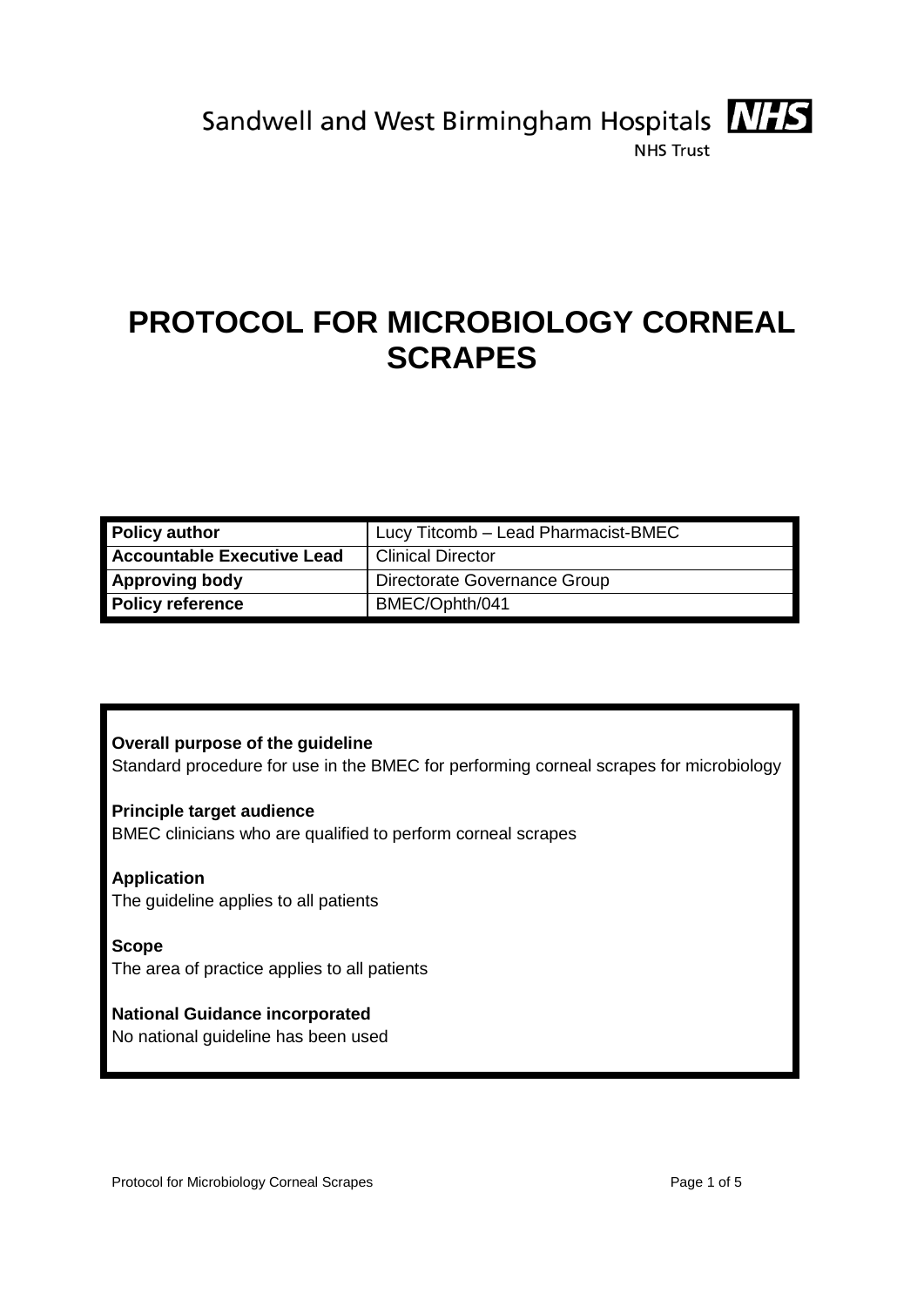Sandwell and West Birmingham Hospitals NHS

NHS Trust

# PROTOCOL FOR MICROBIOLOGY CORNEAL SCRAPES

| **Policy author** | Lucy Titcomb – Lead Pharmacist-BMEC |
|---|---|
| **Accountable Executive Lead** | Clinical Director |
| **Approving body** | Directorate Governance Group |
| **Policy reference** | BMEC/Ophth/041 |

**Overall purpose of the guideline**
Standard procedure for use in the BMEC for performing corneal scrapes for microbiology

**Principle target audience**
BMEC clinicians who are qualified to perform corneal scrapes

**Application**
The guideline applies to all patients

**Scope**
The area of practice applies to all patients

**National Guidance incorporated**
No national guideline has been used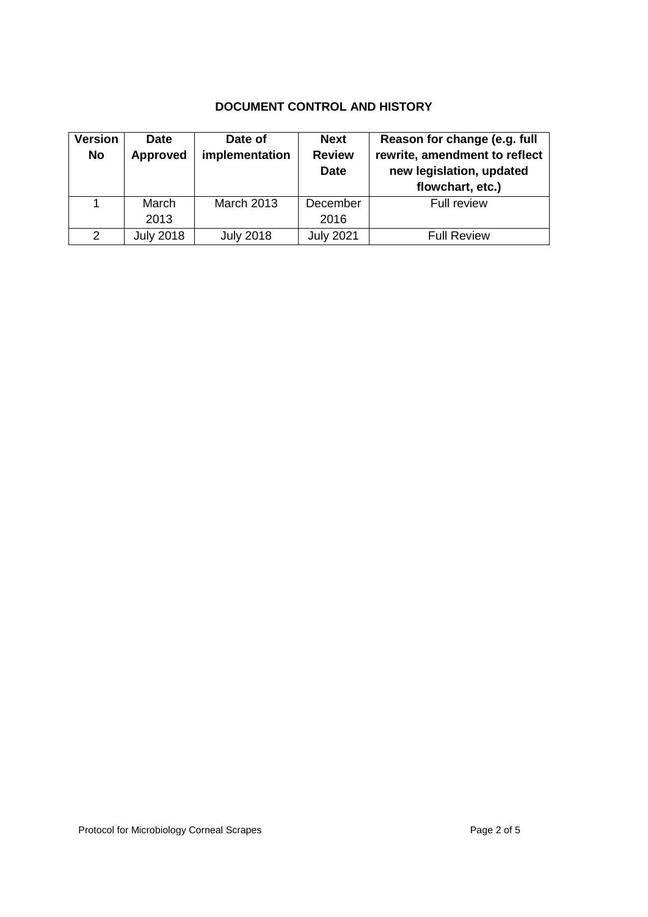**DOCUMENT CONTROL AND HISTORY**

| Version No | Date Approved | Date of implementation | Next Review Date | Reason for change (e.g. full rewrite, amendment to reflect new legislation, updated flowchart, etc.) |
|---|---|---|---|---|
| 1 | March 2013 | March 2013 | December 2016 | Full review |
| 2 | July 2018 | July 2018 | July 2021 | Full Review |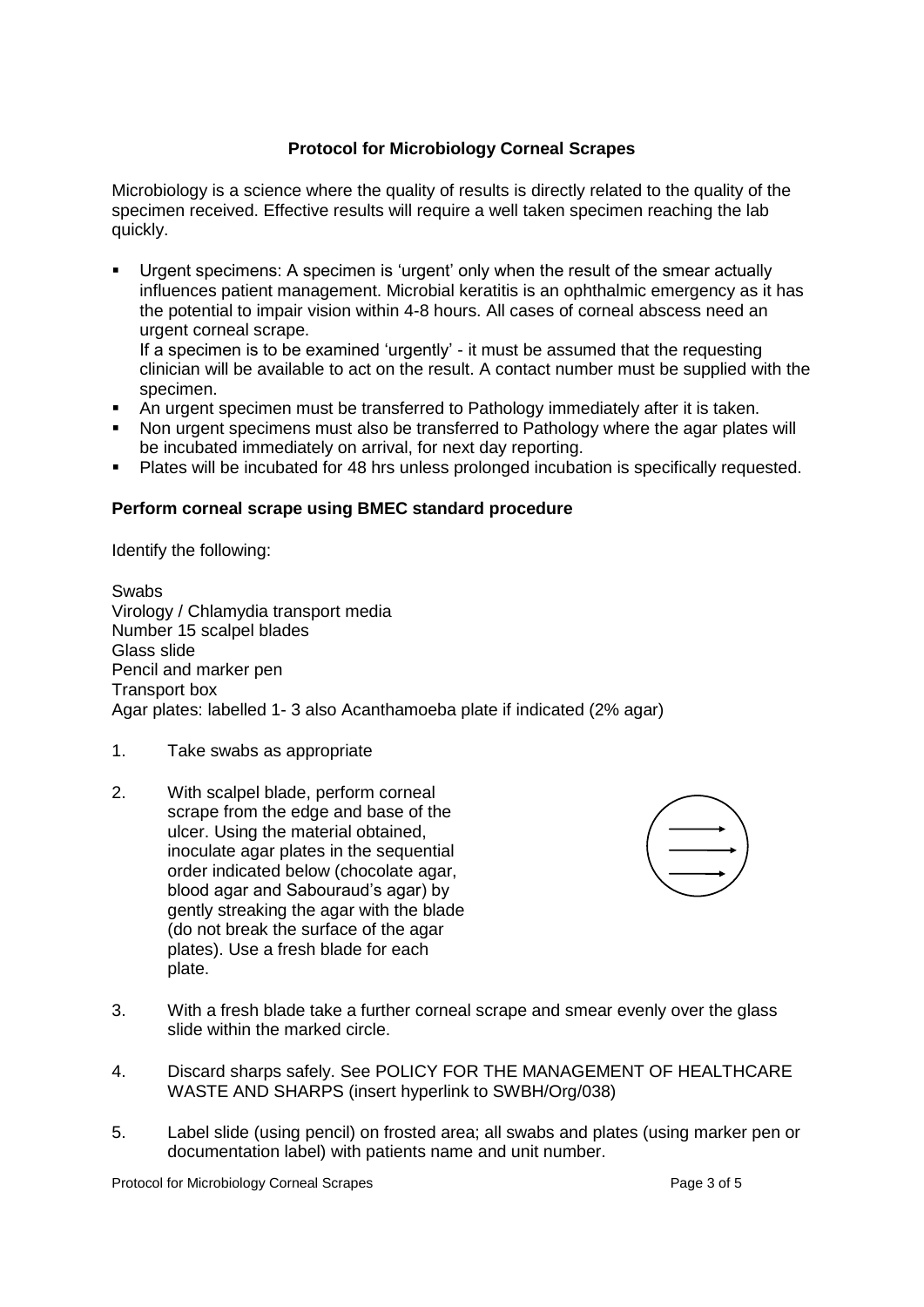**Protocol for Microbiology Corneal Scrapes**

Microbiology is a science where the quality of results is directly related to the quality of the specimen received. Effective results will require a well taken specimen reaching the lab quickly.

- Urgent specimens: A specimen is 'urgent' only when the result of the smear actually influences patient management. Microbial keratitis is an ophthalmic emergency as it has the potential to impair vision within 4-8 hours. All cases of corneal abscess need an urgent corneal scrape.
  If a specimen is to be examined 'urgently' - it must be assumed that the requesting clinician will be available to act on the result. A contact number must be supplied with the specimen.
- An urgent specimen must be transferred to Pathology immediately after it is taken.
- Non urgent specimens must also be transferred to Pathology where the agar plates will be incubated immediately on arrival, for next day reporting.
- Plates will be incubated for 48 hrs unless prolonged incubation is specifically requested.

**Perform corneal scrape using BMEC standard procedure**

Identify the following:

Swabs
Virology / Chlamydia transport media
Number 15 scalpel blades
Glass slide
Pencil and marker pen
Transport box
Agar plates: labelled 1- 3 also Acanthamoeba plate if indicated (2% agar)

1. Take swabs as appropriate

2. With scalpel blade, perform corneal scrape from the edge and base of the ulcer. Using the material obtained, inoculate agar plates in the sequential order indicated below (chocolate agar, blood agar and Sabouraud's agar) by gently streaking the agar with the blade (do not break the surface of the agar plates). Use a fresh blade for each plate.

3. With a fresh blade take a further corneal scrape and smear evenly over the glass slide within the marked circle.

4. Discard sharps safely. See POLICY FOR THE MANAGEMENT OF HEALTHCARE WASTE AND SHARPS (insert hyperlink to SWBH/Org/038)

5. Label slide (using pencil) on frosted area; all swabs and plates (using marker pen or documentation label) with patients name and unit number.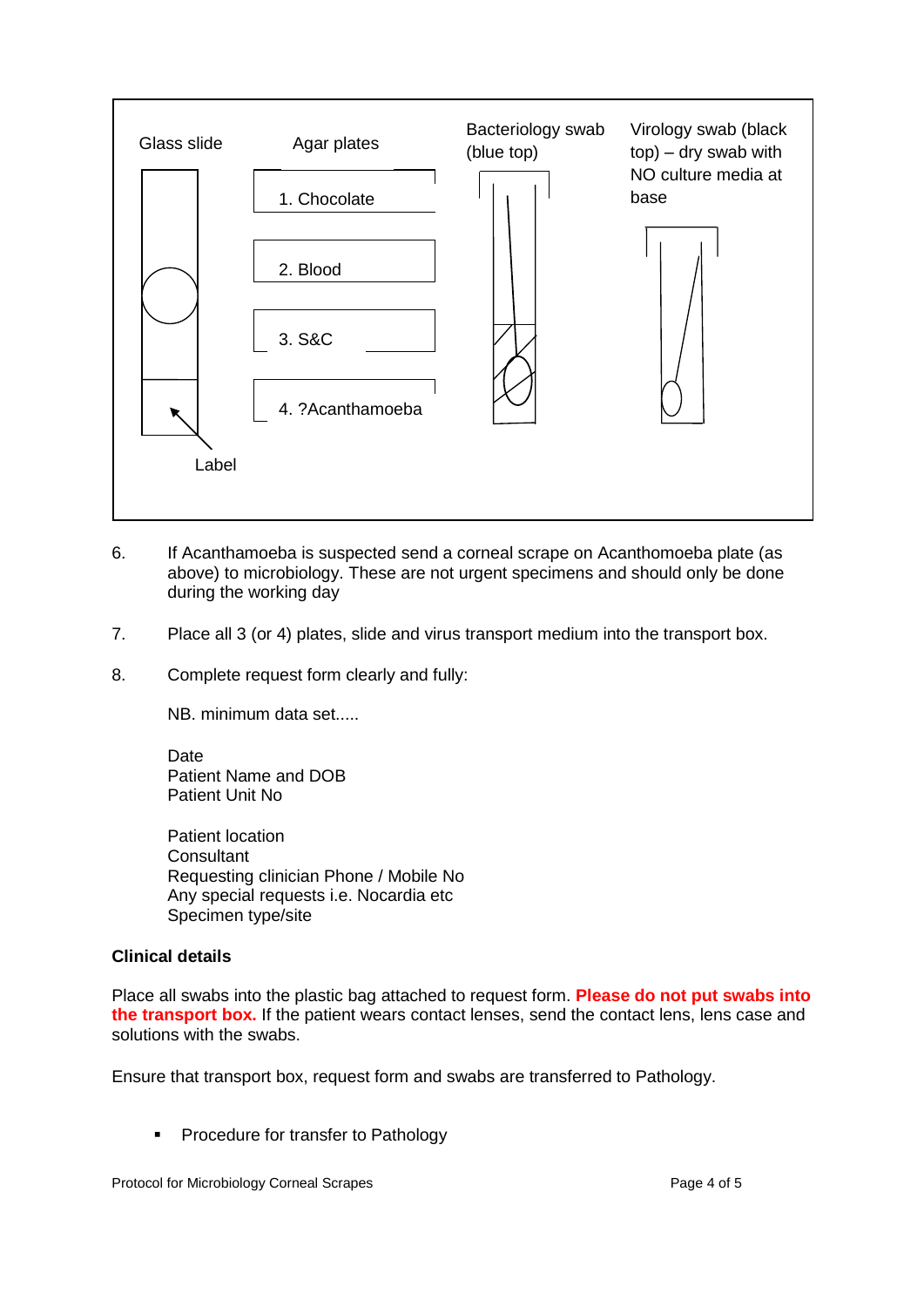Glass slide

Agar plates

1. Chocolate
2. Blood
3. S&C
4. ?Acanthamoeba

Label

Bacteriology swab (blue top)

Virology swab (black top) – dry swab with NO culture media at base

6. If Acanthamoeba is suspected send a corneal scrape on Acanthomoeba plate (as above) to microbiology. These are not urgent specimens and should only be done during the working day

7. Place all 3 (or 4) plates, slide and virus transport medium into the transport box.

8. Complete request form clearly and fully:

   NB. minimum data set.....

   Date
   Patient Name and DOB
   Patient Unit No

   Patient location
   Consultant
   Requesting clinician Phone / Mobile No
   Any special requests i.e. Nocardia etc
   Specimen type/site

**Clinical details**

Place all swabs into the plastic bag attached to request form. **Please do not put swabs into the transport box.** If the patient wears contact lenses, send the contact lens, lens case and solutions with the swabs.

Ensure that transport box, request form and swabs are transferred to Pathology.

- Procedure for transfer to Pathology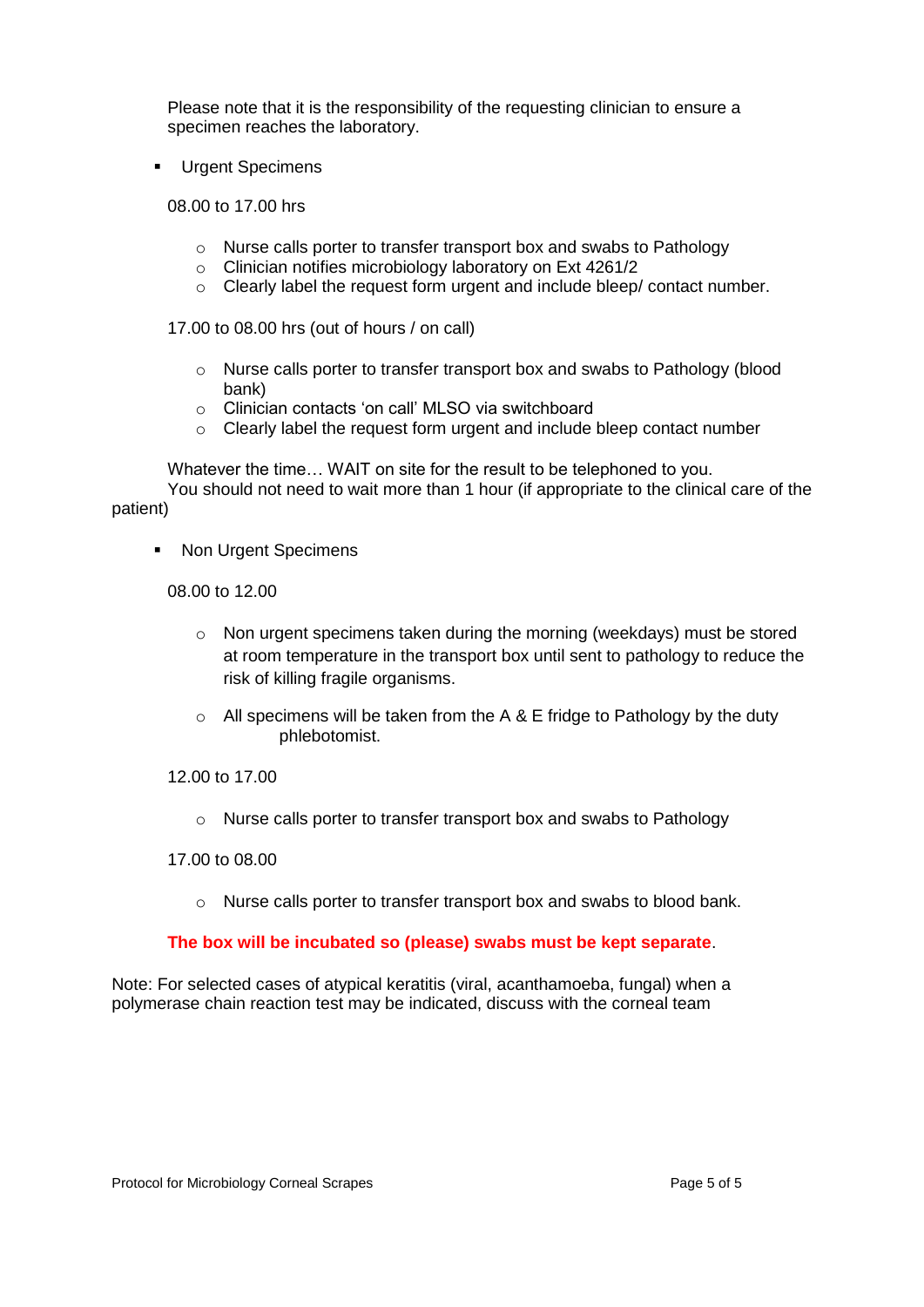Please note that it is the responsibility of the requesting clinician to ensure a specimen reaches the laboratory.

- Urgent Specimens

08.00 to 17.00 hrs

  - Nurse calls porter to transfer transport box and swabs to Pathology
  - Clinician notifies microbiology laboratory on Ext 4261/2
  - Clearly label the request form urgent and include bleep/ contact number.

17.00 to 08.00 hrs (out of hours / on call)

  - Nurse calls porter to transfer transport box and swabs to Pathology (blood bank)
  - Clinician contacts 'on call' MLSO via switchboard
  - Clearly label the request form urgent and include bleep contact number

Whatever the time… WAIT on site for the result to be telephoned to you.
You should not need to wait more than 1 hour (if appropriate to the clinical care of the patient)

- Non Urgent Specimens

08.00 to 12.00

  - Non urgent specimens taken during the morning (weekdays) must be stored at room temperature in the transport box until sent to pathology to reduce the risk of killing fragile organisms.
  - All specimens will be taken from the A & E fridge to Pathology by the duty phlebotomist.

12.00 to 17.00

  - Nurse calls porter to transfer transport box and swabs to Pathology

17.00 to 08.00

  - Nurse calls porter to transfer transport box and swabs to blood bank.

**The box will be incubated so (please) swabs must be kept separate**.

Note: For selected cases of atypical keratitis (viral, acanthamoeba, fungal) when a polymerase chain reaction test may be indicated, discuss with the corneal team